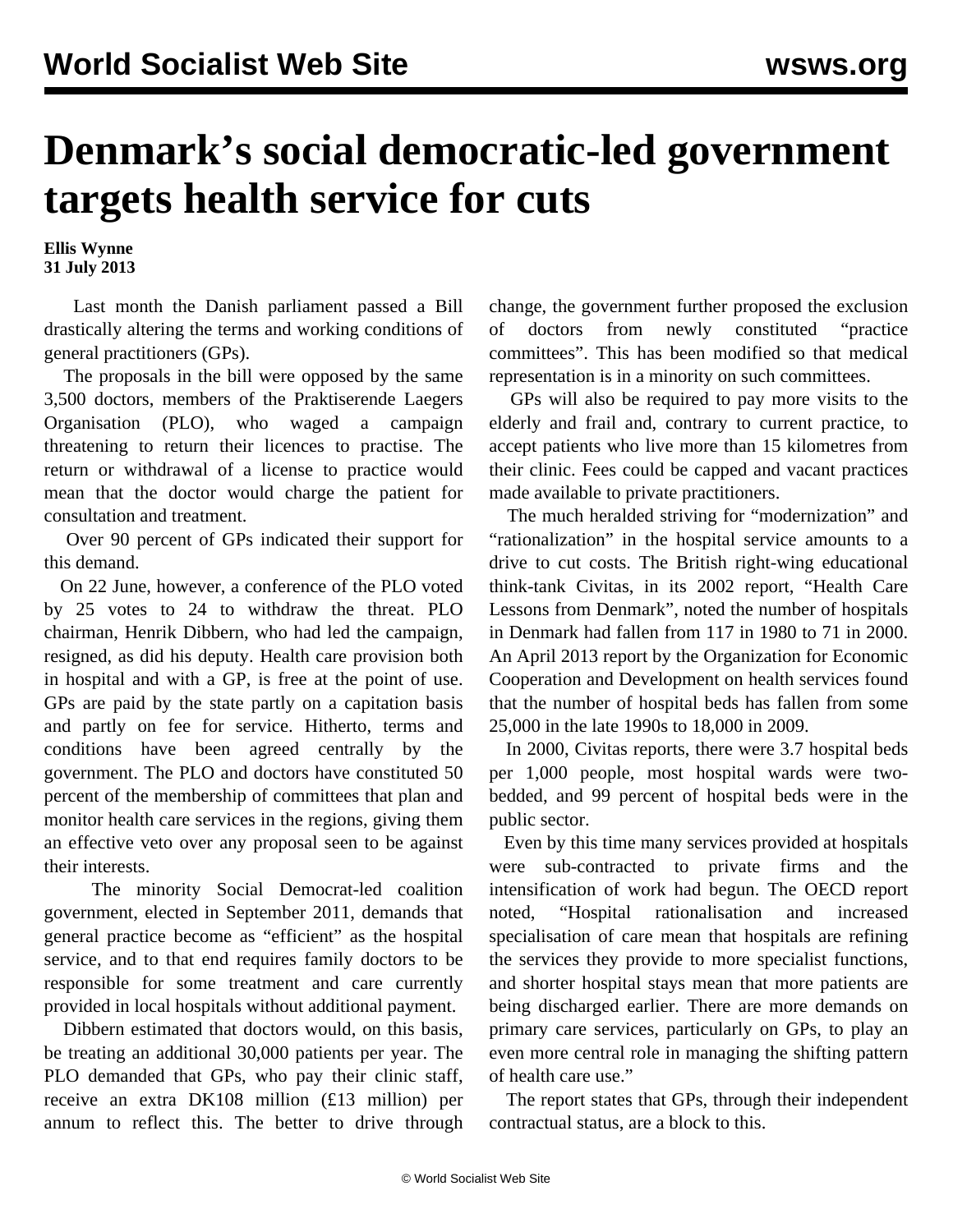# Denmark's social democratic-led government targets health service for cuts

**Ellis Wynne**
**31 July 2013**

Last month the Danish parliament passed a Bill drastically altering the terms and working conditions of general practitioners (GPs).

The proposals in the bill were opposed by the same 3,500 doctors, members of the Praktiserende Laegers Organisation (PLO), who waged a campaign threatening to return their licences to practise. The return or withdrawal of a license to practice would mean that the doctor would charge the patient for consultation and treatment.

Over 90 percent of GPs indicated their support for this demand.

On 22 June, however, a conference of the PLO voted by 25 votes to 24 to withdraw the threat. PLO chairman, Henrik Dibbern, who had led the campaign, resigned, as did his deputy. Health care provision both in hospital and with a GP, is free at the point of use. GPs are paid by the state partly on a capitation basis and partly on fee for service. Hitherto, terms and conditions have been agreed centrally by the government. The PLO and doctors have constituted 50 percent of the membership of committees that plan and monitor health care services in the regions, giving them an effective veto over any proposal seen to be against their interests.

The minority Social Democrat-led coalition government, elected in September 2011, demands that general practice become as "efficient" as the hospital service, and to that end requires family doctors to be responsible for some treatment and care currently provided in local hospitals without additional payment.

Dibbern estimated that doctors would, on this basis, be treating an additional 30,000 patients per year. The PLO demanded that GPs, who pay their clinic staff, receive an extra DK108 million (£13 million) per annum to reflect this. The better to drive through change, the government further proposed the exclusion of doctors from newly constituted "practice committees". This has been modified so that medical representation is in a minority on such committees.

GPs will also be required to pay more visits to the elderly and frail and, contrary to current practice, to accept patients who live more than 15 kilometres from their clinic. Fees could be capped and vacant practices made available to private practitioners.

The much heralded striving for "modernization" and "rationalization" in the hospital service amounts to a drive to cut costs. The British right-wing educational think-tank Civitas, in its 2002 report, "Health Care Lessons from Denmark", noted the number of hospitals in Denmark had fallen from 117 in 1980 to 71 in 2000. An April 2013 report by the Organization for Economic Cooperation and Development on health services found that the number of hospital beds has fallen from some 25,000 in the late 1990s to 18,000 in 2009.

In 2000, Civitas reports, there were 3.7 hospital beds per 1,000 people, most hospital wards were two-bedded, and 99 percent of hospital beds were in the public sector.

Even by this time many services provided at hospitals were sub-contracted to private firms and the intensification of work had begun. The OECD report noted, "Hospital rationalisation and increased specialisation of care mean that hospitals are refining the services they provide to more specialist functions, and shorter hospital stays mean that more patients are being discharged earlier. There are more demands on primary care services, particularly on GPs, to play an even more central role in managing the shifting pattern of health care use."

The report states that GPs, through their independent contractual status, are a block to this.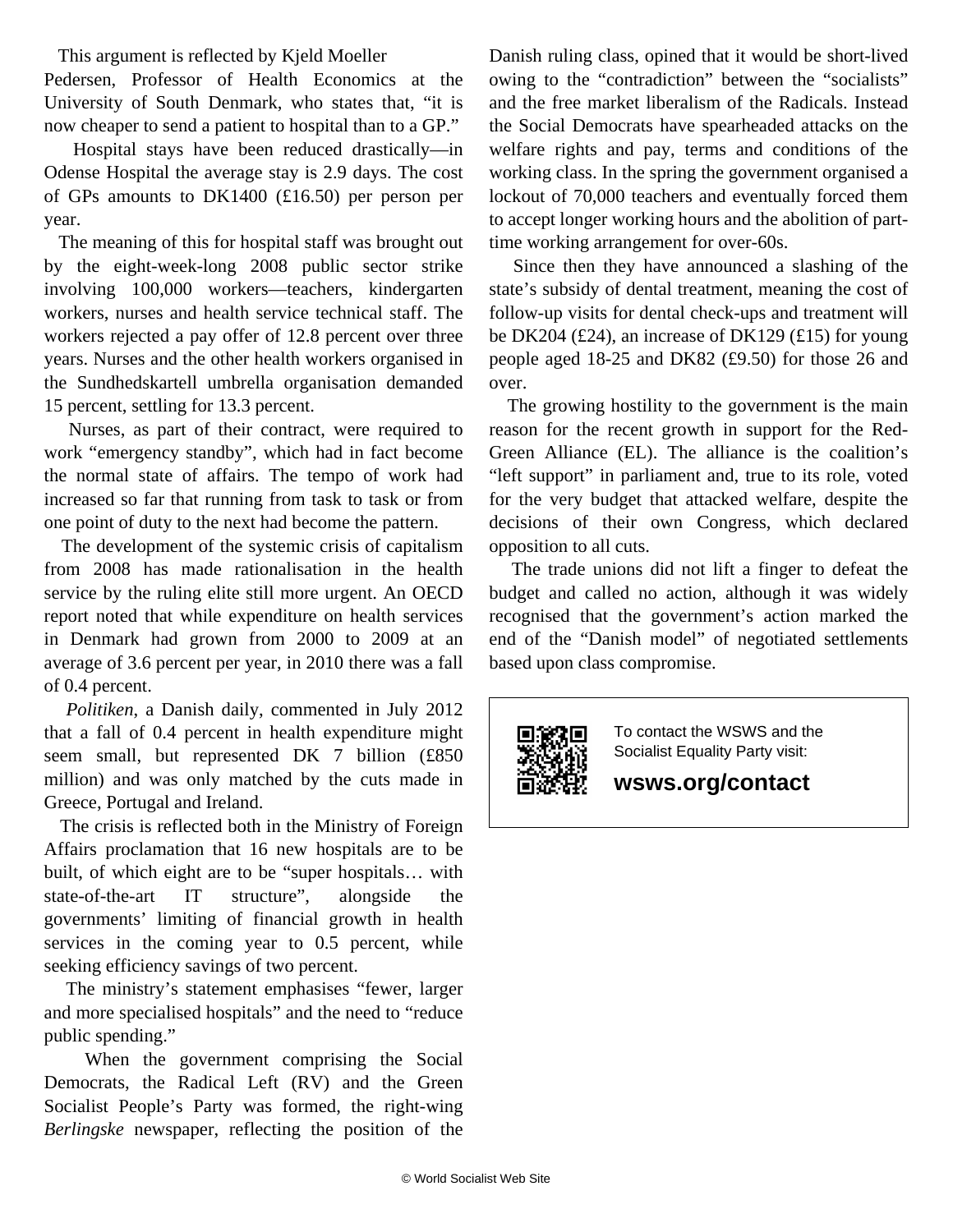This argument is reflected by Kjeld Moeller Pedersen, Professor of Health Economics at the University of South Denmark, who states that, “it is now cheaper to send a patient to hospital than to a GP.”

Hospital stays have been reduced drastically—in Odense Hospital the average stay is 2.9 days. The cost of GPs amounts to DK1400 (£16.50) per person per year.

The meaning of this for hospital staff was brought out by the eight-week-long 2008 public sector strike involving 100,000 workers—teachers, kindergarten workers, nurses and health service technical staff. The workers rejected a pay offer of 12.8 percent over three years. Nurses and the other health workers organised in the Sundhedskartell umbrella organisation demanded 15 percent, settling for 13.3 percent.

Nurses, as part of their contract, were required to work “emergency standby”, which had in fact become the normal state of affairs. The tempo of work had increased so far that running from task to task or from one point of duty to the next had become the pattern.

The development of the systemic crisis of capitalism from 2008 has made rationalisation in the health service by the ruling elite still more urgent. An OECD report noted that while expenditure on health services in Denmark had grown from 2000 to 2009 at an average of 3.6 percent per year, in 2010 there was a fall of 0.4 percent.

*Politiken*, a Danish daily, commented in July 2012 that a fall of 0.4 percent in health expenditure might seem small, but represented DK 7 billion (£850 million) and was only matched by the cuts made in Greece, Portugal and Ireland.

The crisis is reflected both in the Ministry of Foreign Affairs proclamation that 16 new hospitals are to be built, of which eight are to be “super hospitals… with state-of-the-art IT structure”, alongside the governments’ limiting of financial growth in health services in the coming year to 0.5 percent, while seeking efficiency savings of two percent.

The ministry’s statement emphasises “fewer, larger and more specialised hospitals” and the need to “reduce public spending.”

When the government comprising the Social Democrats, the Radical Left (RV) and the Green Socialist People’s Party was formed, the right-wing *Berlingske* newspaper, reflecting the position of the Danish ruling class, opined that it would be short-lived owing to the “contradiction” between the “socialists” and the free market liberalism of the Radicals. Instead the Social Democrats have spearheaded attacks on the welfare rights and pay, terms and conditions of the working class. In the spring the government organised a lockout of 70,000 teachers and eventually forced them to accept longer working hours and the abolition of part-time working arrangement for over-60s.

Since then they have announced a slashing of the state’s subsidy of dental treatment, meaning the cost of follow-up visits for dental check-ups and treatment will be DK204 (£24), an increase of DK129 (£15) for young people aged 18-25 and DK82 (£9.50) for those 26 and over.

The growing hostility to the government is the main reason for the recent growth in support for the Red-Green Alliance (EL). The alliance is the coalition’s “left support” in parliament and, true to its role, voted for the very budget that attacked welfare, despite the decisions of their own Congress, which declared opposition to all cuts.

The trade unions did not lift a finger to defeat the budget and called no action, although it was widely recognised that the government’s action marked the end of the “Danish model” of negotiated settlements based upon class compromise.

To contact the WSWS and the Socialist Equality Party visit:

**wsws.org/contact**